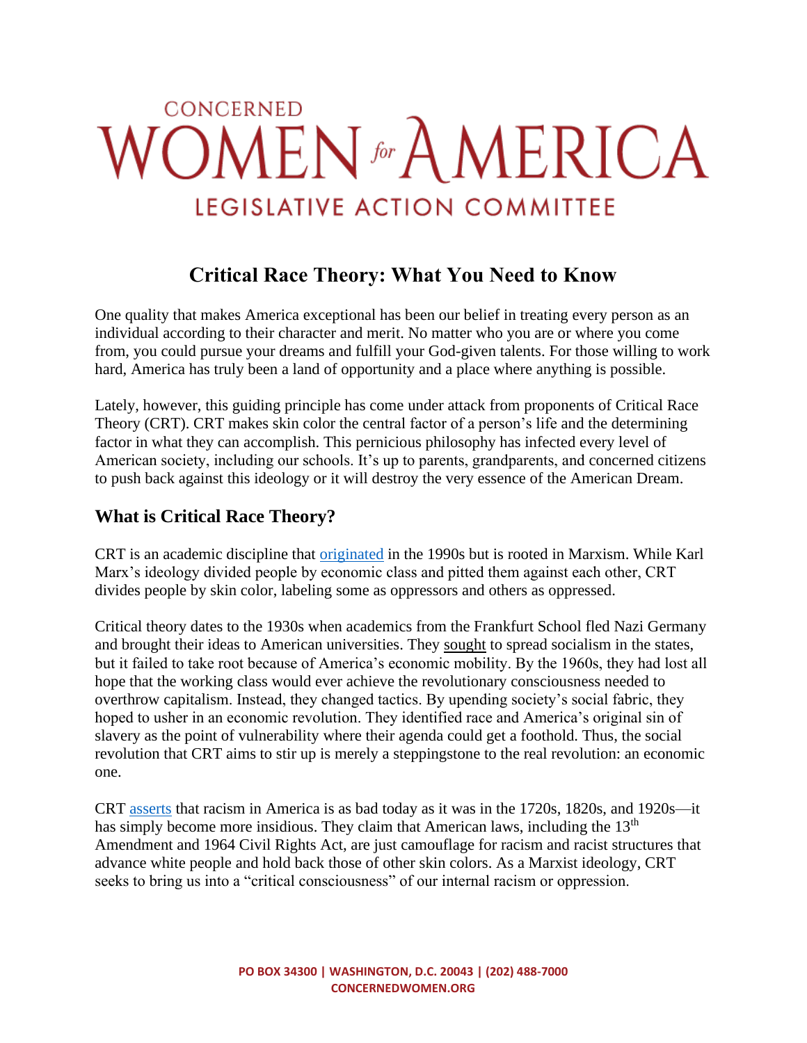# CONCERNED WOMEN for AMERICA

## LEGISLATIVE ACTION COMMITTEE

## Critical Race Theory: What You Need to Know

One quality that makes America exceptional has been our belief in treating every person as an individual according to their character and merit. No matter who you are or where you come from, you could pursue your dreams and fulfill your God-given talents. For those willing to work hard, America has truly been a land of opportunity and a place where anything is possible.

Lately, however, this guiding principle has come under attack from proponents of Critical Race Theory (CRT). CRT makes skin color the central factor of a person's life and the determining factor in what they can accomplish. This pernicious philosophy has infected every level of American society, including our schools. It's up to parents, grandparents, and concerned citizens to push back against this ideology or it will destroy the very essence of the American Dream.

### What is Critical Race Theory?

CRT is an academic discipline that originated in the 1990s but is rooted in Marxism. While Karl Marx's ideology divided people by economic class and pitted them against each other, CRT divides people by skin color, labeling some as oppressors and others as oppressed.

Critical theory dates to the 1930s when academics from the Frankfurt School fled Nazi Germany and brought their ideas to American universities. They sought to spread socialism in the states, but it failed to take root because of America's economic mobility. By the 1960s, they had lost all hope that the working class would ever achieve the revolutionary consciousness needed to overthrow capitalism. Instead, they changed tactics. By upending society's social fabric, they hoped to usher in an economic revolution. They identified race and America's original sin of slavery as the point of vulnerability where their agenda could get a foothold. Thus, the social revolution that CRT aims to stir up is merely a steppingstone to the real revolution: an economic one.

CRT asserts that racism in America is as bad today as it was in the 1720s, 1820s, and 1920s—it has simply become more insidious. They claim that American laws, including the 13th Amendment and 1964 Civil Rights Act, are just camouflage for racism and racist structures that advance white people and hold back those of other skin colors. As a Marxist ideology, CRT seeks to bring us into a "critical consciousness" of our internal racism or oppression.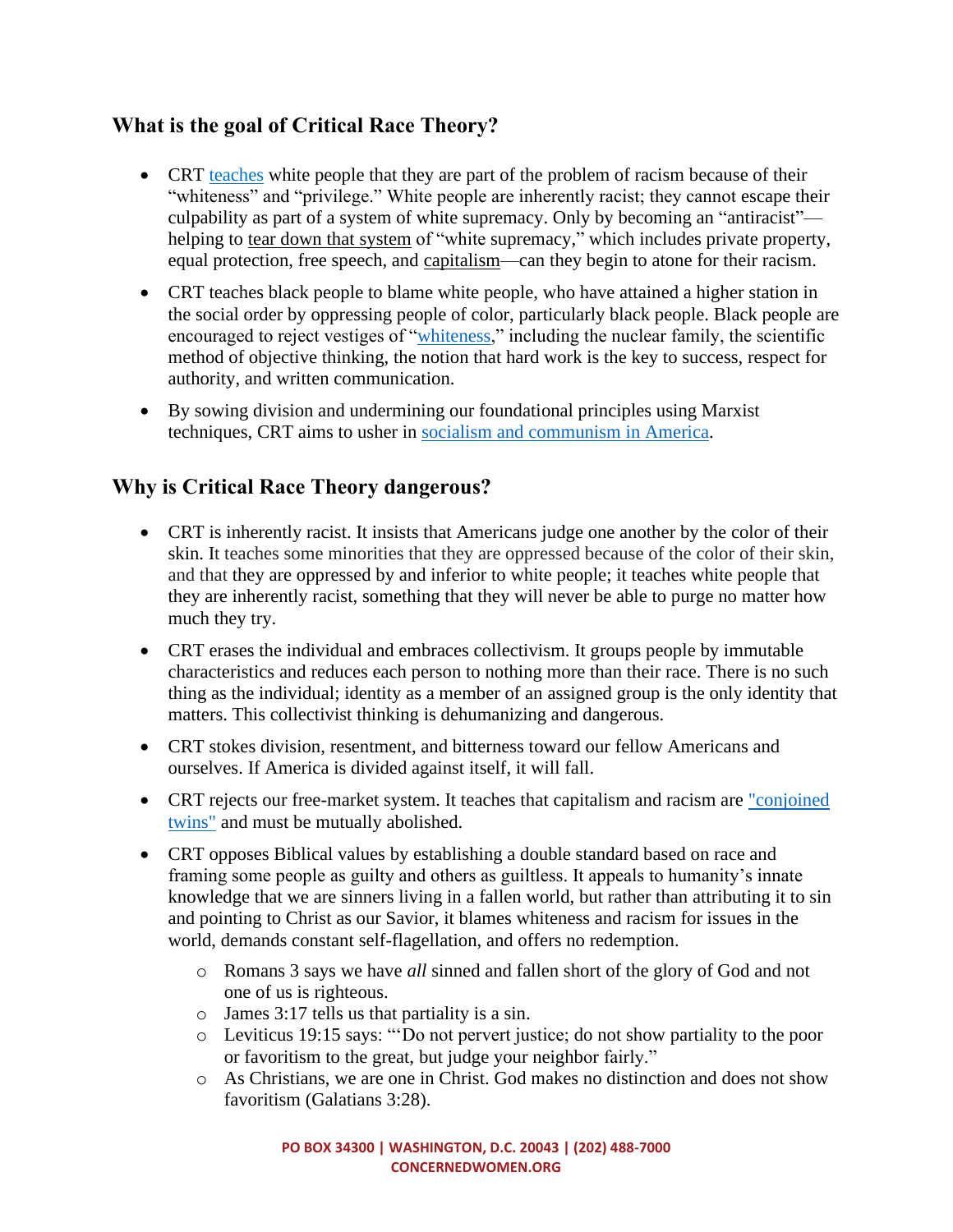## What is the goal of Critical Race Theory?

- CRT teaches white people that they are part of the problem of racism because of their "whiteness" and "privilege." White people are inherently racist; they cannot escape their culpability as part of a system of white supremacy. Only by becoming an "antiracist"—helping to tear down that system of "white supremacy," which includes private property, equal protection, free speech, and capitalism—can they begin to atone for their racism.
- CRT teaches black people to blame white people, who have attained a higher station in the social order by oppressing people of color, particularly black people. Black people are encouraged to reject vestiges of "whiteness," including the nuclear family, the scientific method of objective thinking, the notion that hard work is the key to success, respect for authority, and written communication.
- By sowing division and undermining our foundational principles using Marxist techniques, CRT aims to usher in socialism and communism in America.

## Why is Critical Race Theory dangerous?

- CRT is inherently racist. It insists that Americans judge one another by the color of their skin. It teaches some minorities that they are oppressed because of the color of their skin, and that they are oppressed by and inferior to white people; it teaches white people that they are inherently racist, something that they will never be able to purge no matter how much they try.
- CRT erases the individual and embraces collectivism. It groups people by immutable characteristics and reduces each person to nothing more than their race. There is no such thing as the individual; identity as a member of an assigned group is the only identity that matters. This collectivist thinking is dehumanizing and dangerous.
- CRT stokes division, resentment, and bitterness toward our fellow Americans and ourselves. If America is divided against itself, it will fall.
- CRT rejects our free-market system. It teaches that capitalism and racism are "conjoined twins" and must be mutually abolished.
- CRT opposes Biblical values by establishing a double standard based on race and framing some people as guilty and others as guiltless. It appeals to humanity's innate knowledge that we are sinners living in a fallen world, but rather than attributing it to sin and pointing to Christ as our Savior, it blames whiteness and racism for issues in the world, demands constant self-flagellation, and offers no redemption.
  - Romans 3 says we have *all* sinned and fallen short of the glory of God and not one of us is righteous.
  - James 3:17 tells us that partiality is a sin.
  - Leviticus 19:15 says: "'Do not pervert justice; do not show partiality to the poor or favoritism to the great, but judge your neighbor fairly."
  - As Christians, we are one in Christ. God makes no distinction and does not show favoritism (Galatians 3:28).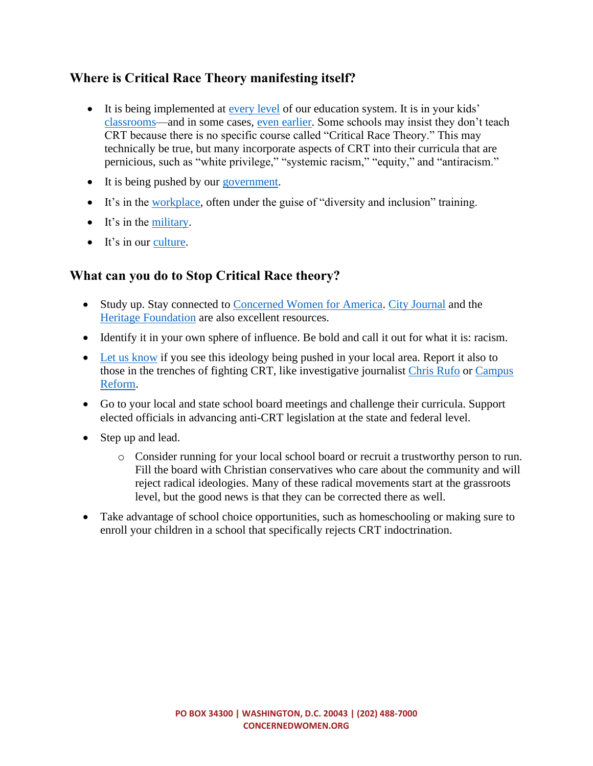## Where is Critical Race Theory manifesting itself?

- It is being implemented at every level of our education system. It is in your kids' classrooms—and in some cases, even earlier. Some schools may insist they don't teach CRT because there is no specific course called "Critical Race Theory." This may technically be true, but many incorporate aspects of CRT into their curricula that are pernicious, such as "white privilege," "systemic racism," "equity," and "antiracism."
- It is being pushed by our government.
- It's in the workplace, often under the guise of "diversity and inclusion" training.
- It's in the military.
- It's in our culture.

## What can you do to Stop Critical Race theory?

- Study up. Stay connected to Concerned Women for America. City Journal and the Heritage Foundation are also excellent resources.
- Identify it in your own sphere of influence. Be bold and call it out for what it is: racism.
- Let us know if you see this ideology being pushed in your local area. Report it also to those in the trenches of fighting CRT, like investigative journalist Chris Rufo or Campus Reform.
- Go to your local and state school board meetings and challenge their curricula. Support elected officials in advancing anti-CRT legislation at the state and federal level.
- Step up and lead.
  - Consider running for your local school board or recruit a trustworthy person to run. Fill the board with Christian conservatives who care about the community and will reject radical ideologies. Many of these radical movements start at the grassroots level, but the good news is that they can be corrected there as well.
- Take advantage of school choice opportunities, such as homeschooling or making sure to enroll your children in a school that specifically rejects CRT indoctrination.

PO BOX 34300 | WASHINGTON, D.C. 20043 | (202) 488-7000
CONCERNEDWOMEN.ORG